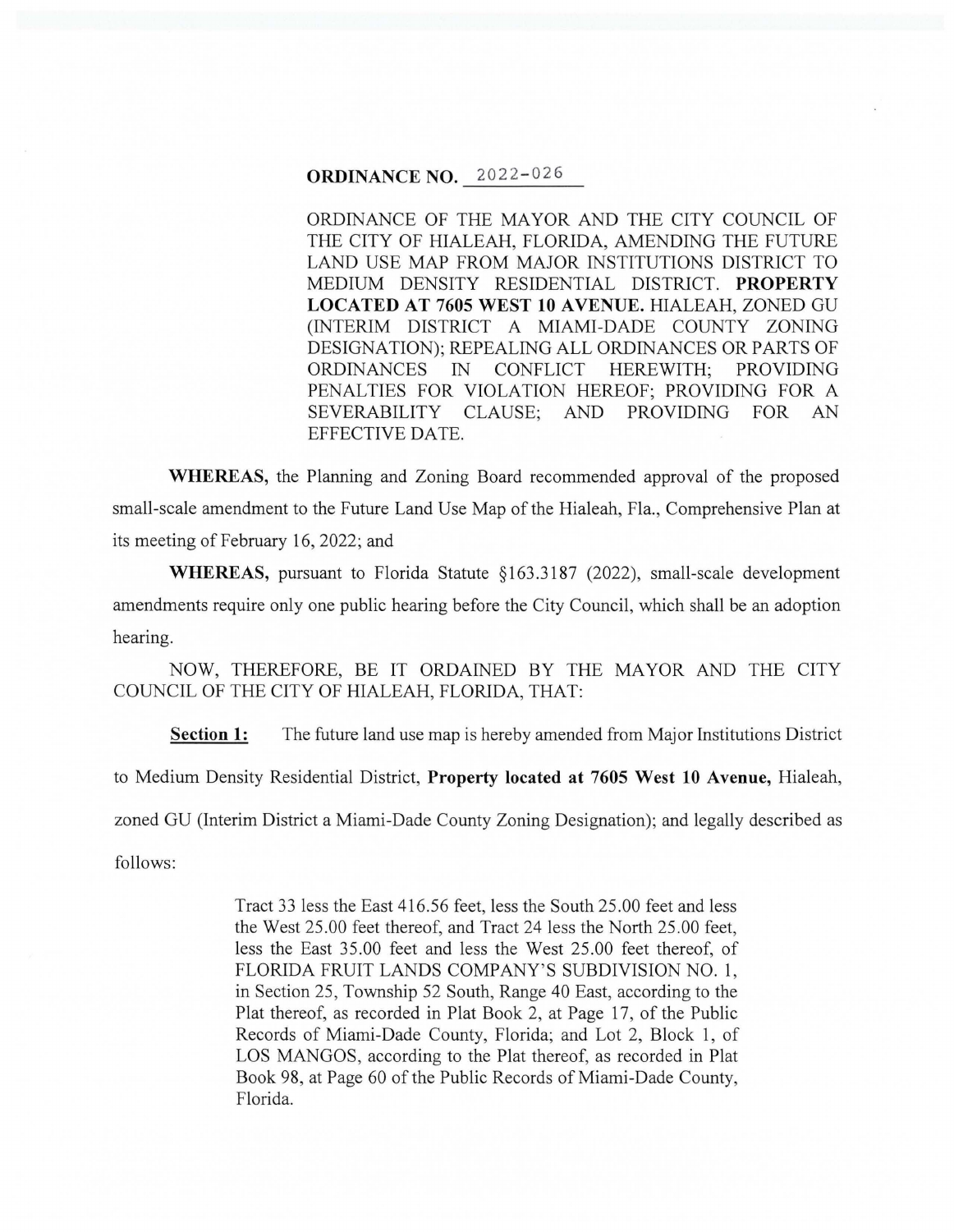**ORDINANCE NO. 2022-026**

ORDINANCE OF THE MAYOR AND THE CITY COUNCIL OF THE CITY OF HIALEAH, FLORIDA, AMENDING THE FUTURE LAND USE MAP FROM MAJOR INSTITUTIONS DISTRICT TO MEDIUM DENSITY RESIDENTIAL DISTRICT. **PROPERTY LOCATED AT 7605 WEST 10 AVENUE.** HIALEAH, ZONED GU (INTERIM DISTRICT A MIAMI-DADE COUNTY ZONING DESIGNATION); REPEALING ALL ORDINANCES OR PARTS OF ORDINANCES IN CONFLICT HEREWITH; PROVIDING PENALTIES FOR VIOLATION HEREOF; PROVIDING FOR A SEVERABILITY CLAUSE; AND PROVIDING FOR AN EFFECTIVE DATE.

**WHEREAS,** the Planning and Zoning Board recommended approval of the proposed small-scale amendment to the Future Land Use Map of the Hialeah, Fla., Comprehensive Plan at its meeting of February 16, 2022; and

**WHEREAS,** pursuant to Florida Statute §163.3187 (2022), small-scale development amendments require only one public hearing before the City Council, which shall be an adoption hearing.

NOW, THEREFORE, BE IT ORDAINED BY THE MAYOR AND THE CITY COUNCIL OF THE CITY OF HIALEAH, FLORIDA, THAT:

**Section 1:** The future land use map is hereby amended from Major Institutions District to Medium Density Residential District, **Property located at 7605 West 10 Avenue,** Hialeah, zoned GU (Interim District a Miami-Dade County Zoning Designation); and legally described as follows:

> Tract 33 less the East 416.56 feet, less the South 25.00 feet and less the West 25.00 feet thereof, and Tract 24 less the North 25.00 feet, less the East 35.00 feet and less the West 25.00 feet thereof, of FLORIDA FRUIT LANDS COMPANY'S SUBDIVISION NO. 1, in Section 25, Township 52 South, Range 40 East, according to the Plat thereof, as recorded in Plat Book 2, at Page 17, of the Public Records of Miami-Dade County, Florida; and Lot 2, Block 1, of LOS MANGOS, according to the Plat thereof, as recorded in Plat Book 98, at Page 60 of the Public Records of Miami-Dade County, Florida.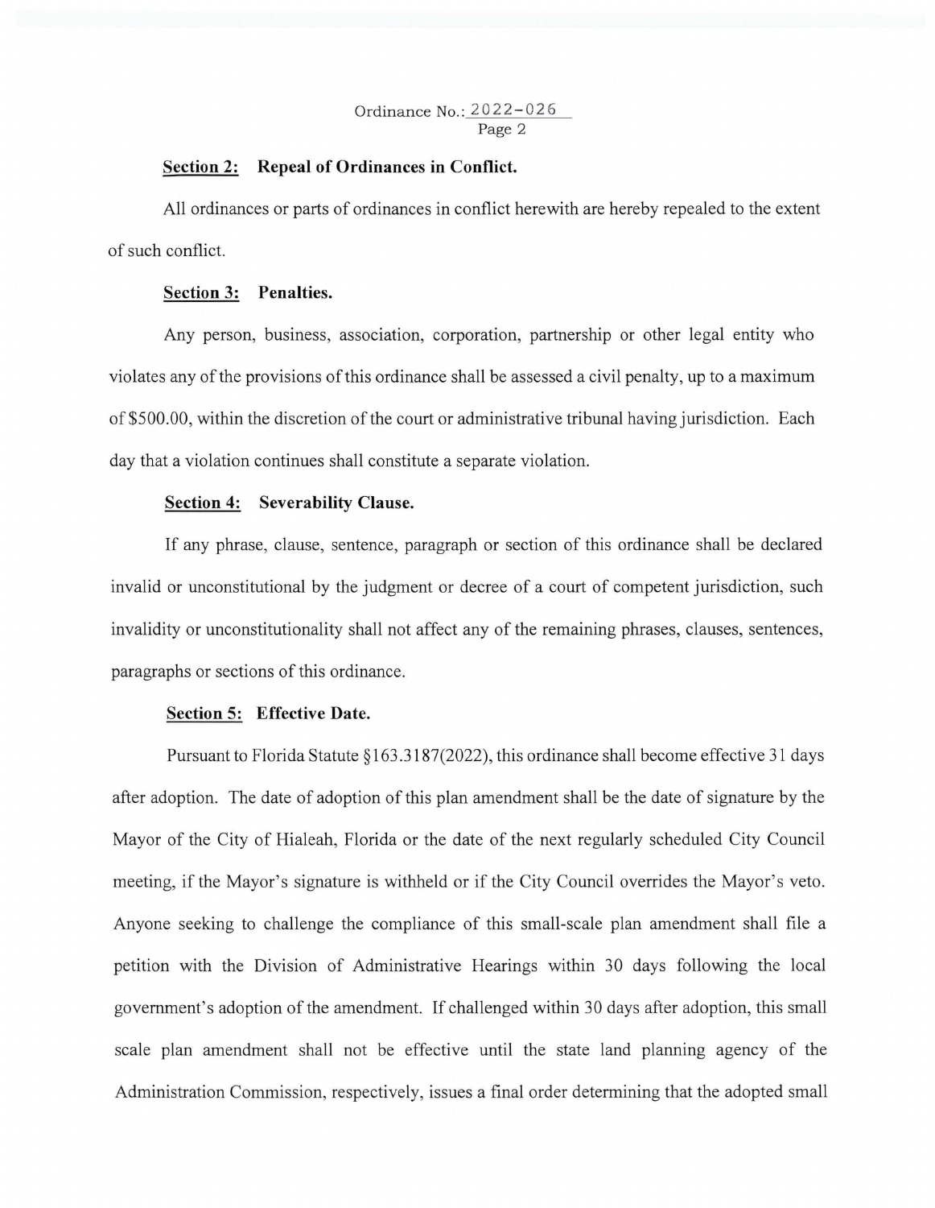### Section 2: Repeal of Ordinances in Conflict.

All ordinances or parts of ordinances in conflict herewith are hereby repealed to the extent of such conflict.

### Section 3: Penalties.

Any person, business, association, corporation, partnership or other legal entity who violates any of the provisions of this ordinance shall be assessed a civil penalty, up to a maximum of $500.00, within the discretion of the court or administrative tribunal having jurisdiction. Each day that a violation continues shall constitute a separate violation.

### Section 4: Severability Clause.

If any phrase, clause, sentence, paragraph or section of this ordinance shall be declared invalid or unconstitutional by the judgment or decree of a court of competent jurisdiction, such invalidity or unconstitutionality shall not affect any of the remaining phrases, clauses, sentences, paragraphs or sections of this ordinance.

### Section 5: Effective Date.

Pursuant to Florida Statute §163.3187(2022), this ordinance shall become effective 31 days after adoption. The date of adoption of this plan amendment shall be the date of signature by the Mayor of the City of Hialeah, Florida or the date of the next regularly scheduled City Council meeting, if the Mayor's signature is withheld or if the City Council overrides the Mayor's veto. Anyone seeking to challenge the compliance of this small-scale plan amendment shall file a petition with the Division of Administrative Hearings within 30 days following the local government's adoption of the amendment. If challenged within 30 days after adoption, this small scale plan amendment shall not be effective until the state land planning agency of the Administration Commission, respectively, issues a final order determining that the adopted small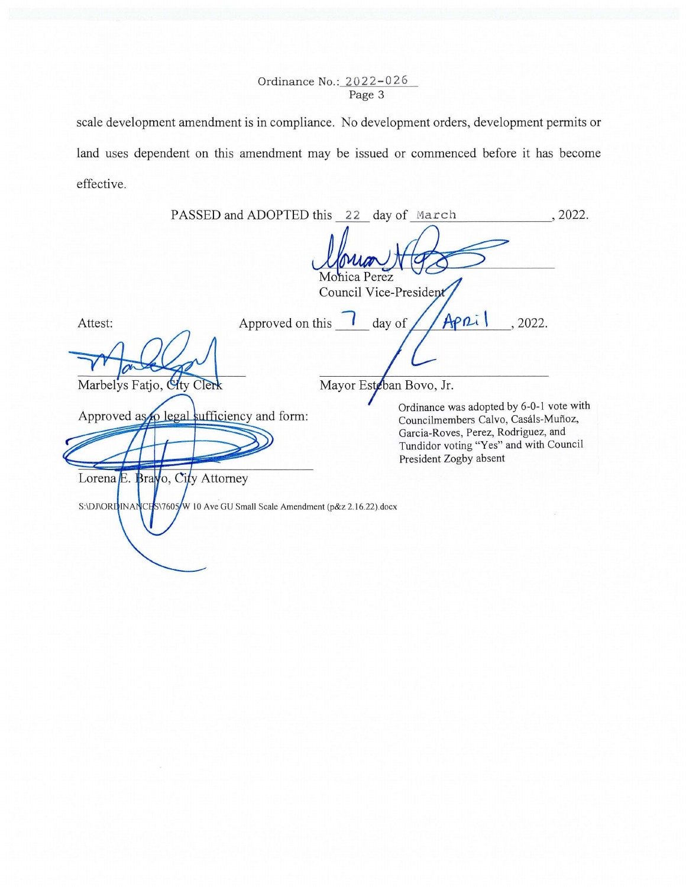Ordinance No.: 2022-026

scale development amendment is in compliance. No development orders, development permits or land uses dependent on this amendment may be issued or commenced before it has become effective.

PASSED and ADOPTED this 22 day of March, 2022.

Monica Perez
Council Vice-President

Attest:

Marbelys Fatjo, City Clerk

Approved on this 7 day of April, 2022.

Mayor Esteban Bovo, Jr.

Approved as to legal sufficiency and form:

Lorena E. Bravo, City Attorney

Ordinance was adopted by 6-0-1 vote with Councilmembers Calvo, Casáls-Muñoz, Garcia-Roves, Perez, Rodriguez, and Tundidor voting "Yes" and with Council President Zogby absent

S:\DJ\ORDINANCES\7605 W 10 Ave GU Small Scale Amendment (p&z 2.16.22).docx